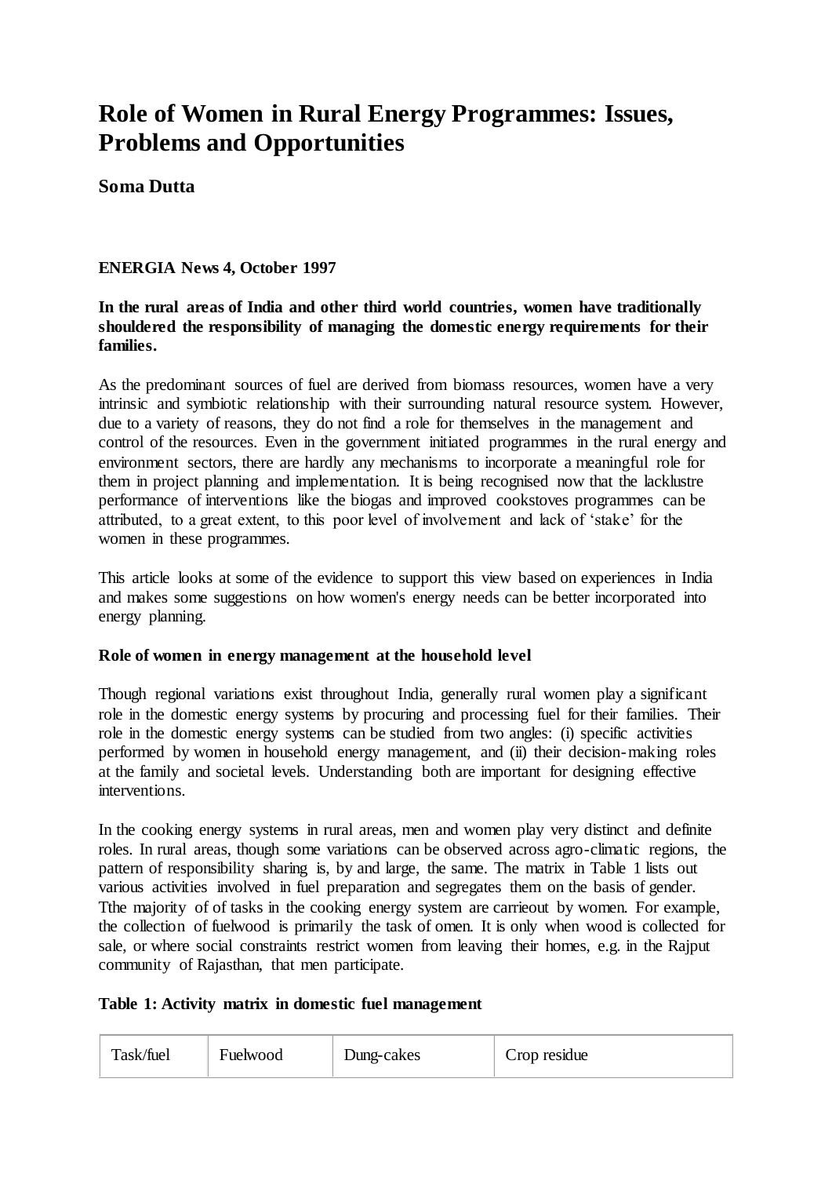# Role of Women in Rural Energy Programmes: Issues, Problems and Opportunities

**Soma Dutta**

**ENERGIA News 4, October 1997**

**In the rural areas of India and other third world countries, women have traditionally shouldered the responsibility of managing the domestic energy requirements for their families.**

As the predominant sources of fuel are derived from biomass resources, women have a very intrinsic and symbiotic relationship with their surrounding natural resource system. However, due to a variety of reasons, they do not find a role for themselves in the management and control of the resources. Even in the government initiated programmes in the rural energy and environment sectors, there are hardly any mechanisms to incorporate a meaningful role for them in project planning and implementation. It is being recognised now that the lacklustre performance of interventions like the biogas and improved cookstoves programmes can be attributed, to a great extent, to this poor level of involvement and lack of 'stake' for the women in these programmes.

This article looks at some of the evidence to support this view based on experiences in India and makes some suggestions on how women's energy needs can be better incorporated into energy planning.

**Role of women in energy management at the household level**

Though regional variations exist throughout India, generally rural women play a significant role in the domestic energy systems by procuring and processing fuel for their families. Their role in the domestic energy systems can be studied from two angles: (i) specific activities performed by women in household energy management, and (ii) their decision-making roles at the family and societal levels. Understanding both are important for designing effective interventions.

In the cooking energy systems in rural areas, men and women play very distinct and definite roles. In rural areas, though some variations can be observed across agro-climatic regions, the pattern of responsibility sharing is, by and large, the same. The matrix in Table 1 lists out various activities involved in fuel preparation and segregates them on the basis of gender. Tthe majority of of tasks in the cooking energy system are carrieout by women. For example, the collection of fuelwood is primarily the task of omen. It is only when wood is collected for sale, or where social constraints restrict women from leaving their homes, e.g. in the Rajput community of Rajasthan, that men participate.

**Table 1: Activity matrix in domestic fuel management**

| Task/fuel | Fuelwood | Dung-cakes | Crop residue |
|---|---|---|---|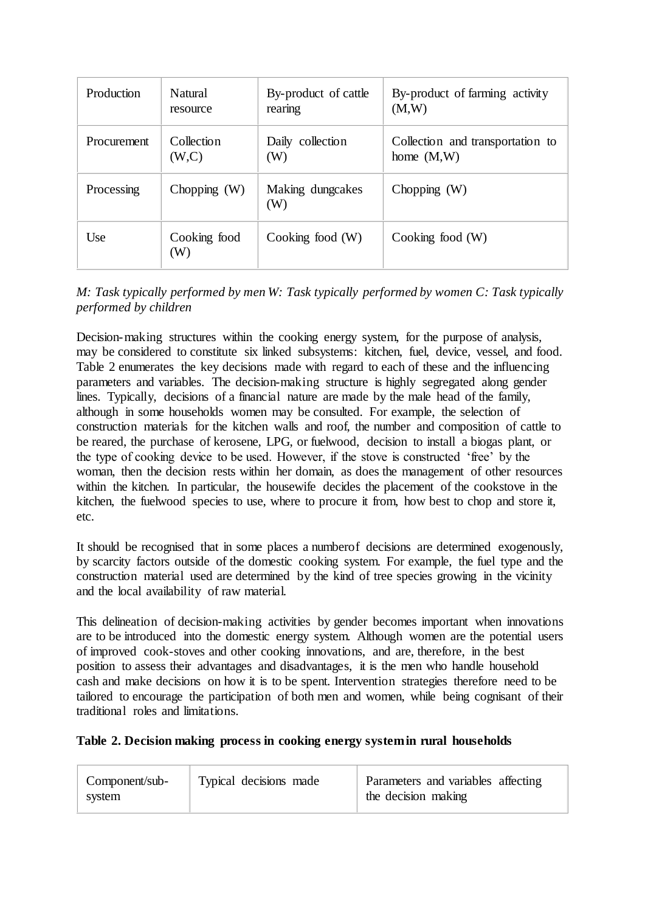| Production | Natural resource | By-product of cattle rearing | By-product of farming activity (M,W) |
|---|---|---|---|
| Procurement | Collection (W,C) | Daily collection (W) | Collection and transportation to home (M,W) |
| Processing | Chopping (W) | Making dungcakes (W) | Chopping (W) |
| Use | Cooking food (W) | Cooking food (W) | Cooking food (W) |

*M: Task typically performed by men W: Task typically performed by women C: Task typically performed by children*

Decision-making structures within the cooking energy system, for the purpose of analysis, may be considered to constitute six linked subsystems: kitchen, fuel, device, vessel, and food. Table 2 enumerates the key decisions made with regard to each of these and the influencing parameters and variables. The decision-making structure is highly segregated along gender lines. Typically, decisions of a financial nature are made by the male head of the family, although in some households women may be consulted. For example, the selection of construction materials for the kitchen walls and roof, the number and composition of cattle to be reared, the purchase of kerosene, LPG, or fuelwood, decision to install a biogas plant, or the type of cooking device to be used. However, if the stove is constructed 'free' by the woman, then the decision rests within her domain, as does the management of other resources within the kitchen. In particular, the housewife decides the placement of the cookstove in the kitchen, the fuelwood species to use, where to procure it from, how best to chop and store it, etc.

It should be recognised that in some places a numberof decisions are determined exogenously, by scarcity factors outside of the domestic cooking system. For example, the fuel type and the construction material used are determined by the kind of tree species growing in the vicinity and the local availability of raw material.

This delineation of decision-making activities by gender becomes important when innovations are to be introduced into the domestic energy system. Although women are the potential users of improved cook-stoves and other cooking innovations, and are, therefore, in the best position to assess their advantages and disadvantages, it is the men who handle household cash and make decisions on how it is to be spent. Intervention strategies therefore need to be tailored to encourage the participation of both men and women, while being cognisant of their traditional roles and limitations.

**Table 2. Decision making process in cooking energy systemin rural households**

| Component/sub-system | Typical decisions made | Parameters and variables affecting the decision making |
|---|---|---|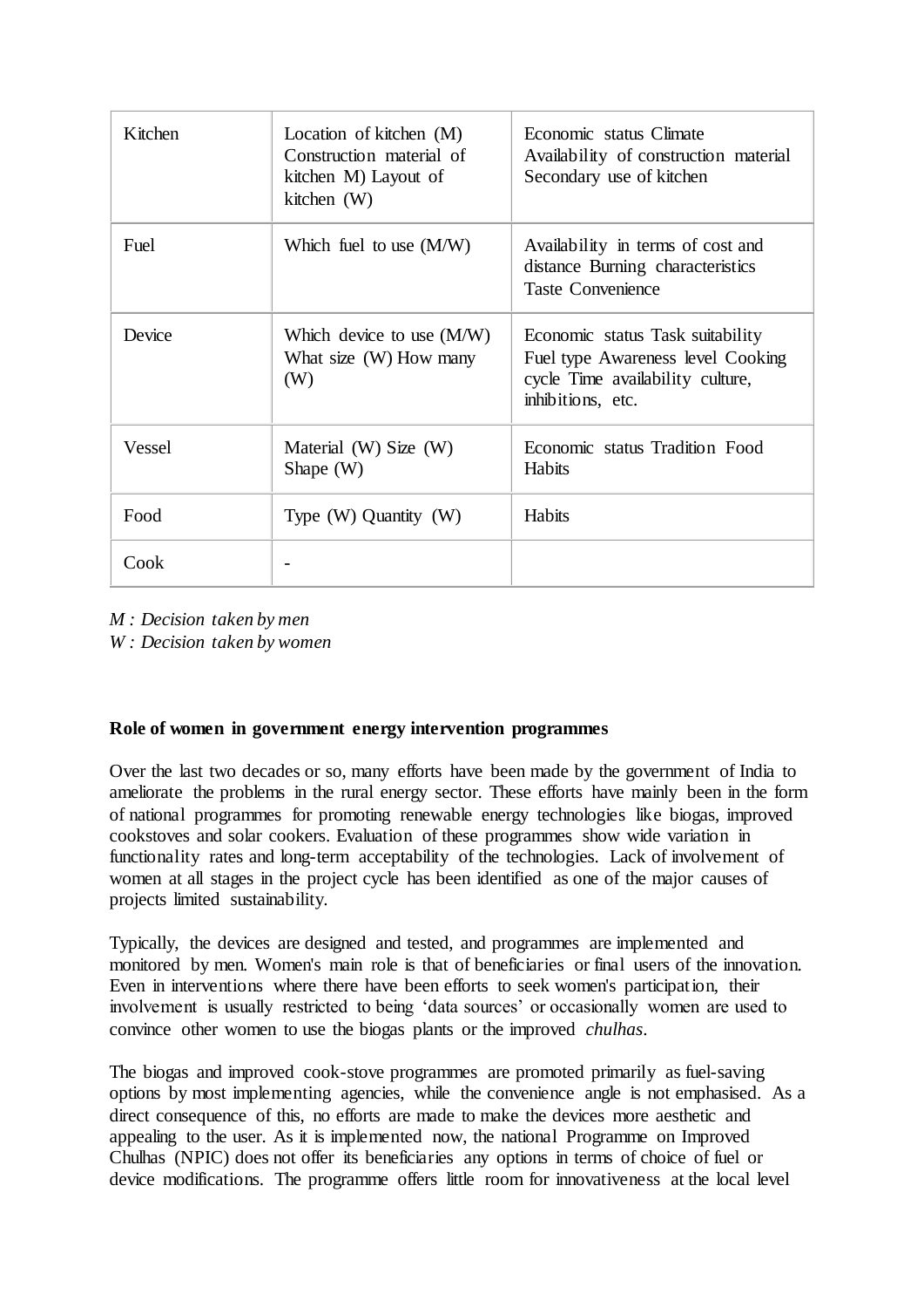| Kitchen | Location of kitchen (M) Construction material of kitchen M) Layout of kitchen (W) | Economic status Climate Availability of construction material Secondary use of kitchen |
|---|---|---|
| Fuel | Which fuel to use (M/W) | Availability in terms of cost and distance Burning characteristics Taste Convenience |
| Device | Which device to use (M/W) What size (W) How many (W) | Economic status Task suitability Fuel type Awareness level Cooking cycle Time availability culture, inhibitions, etc. |
| Vessel | Material (W) Size (W) Shape (W) | Economic status Tradition Food Habits |
| Food | Type (W) Quantity (W) | Habits |
| Cook | - | |

*M : Decision taken by men*
*W : Decision taken by women*

**Role of women in government energy intervention programmes**

Over the last two decades or so, many efforts have been made by the government of India to ameliorate the problems in the rural energy sector. These efforts have mainly been in the form of national programmes for promoting renewable energy technologies like biogas, improved cookstoves and solar cookers. Evaluation of these programmes show wide variation in functionality rates and long-term acceptability of the technologies. Lack of involvement of women at all stages in the project cycle has been identified as one of the major causes of projects limited sustainability.

Typically, the devices are designed and tested, and programmes are implemented and monitored by men. Women's main role is that of beneficiaries or final users of the innovation. Even in interventions where there have been efforts to seek women's participation, their involvement is usually restricted to being 'data sources' or occasionally women are used to convince other women to use the biogas plants or the improved *chulhas*.

The biogas and improved cook-stove programmes are promoted primarily as fuel-saving options by most implementing agencies, while the convenience angle is not emphasised. As a direct consequence of this, no efforts are made to make the devices more aesthetic and appealing to the user. As it is implemented now, the national Programme on Improved Chulhas (NPIC) does not offer its beneficiaries any options in terms of choice of fuel or device modifications. The programme offers little room for innovativeness at the local level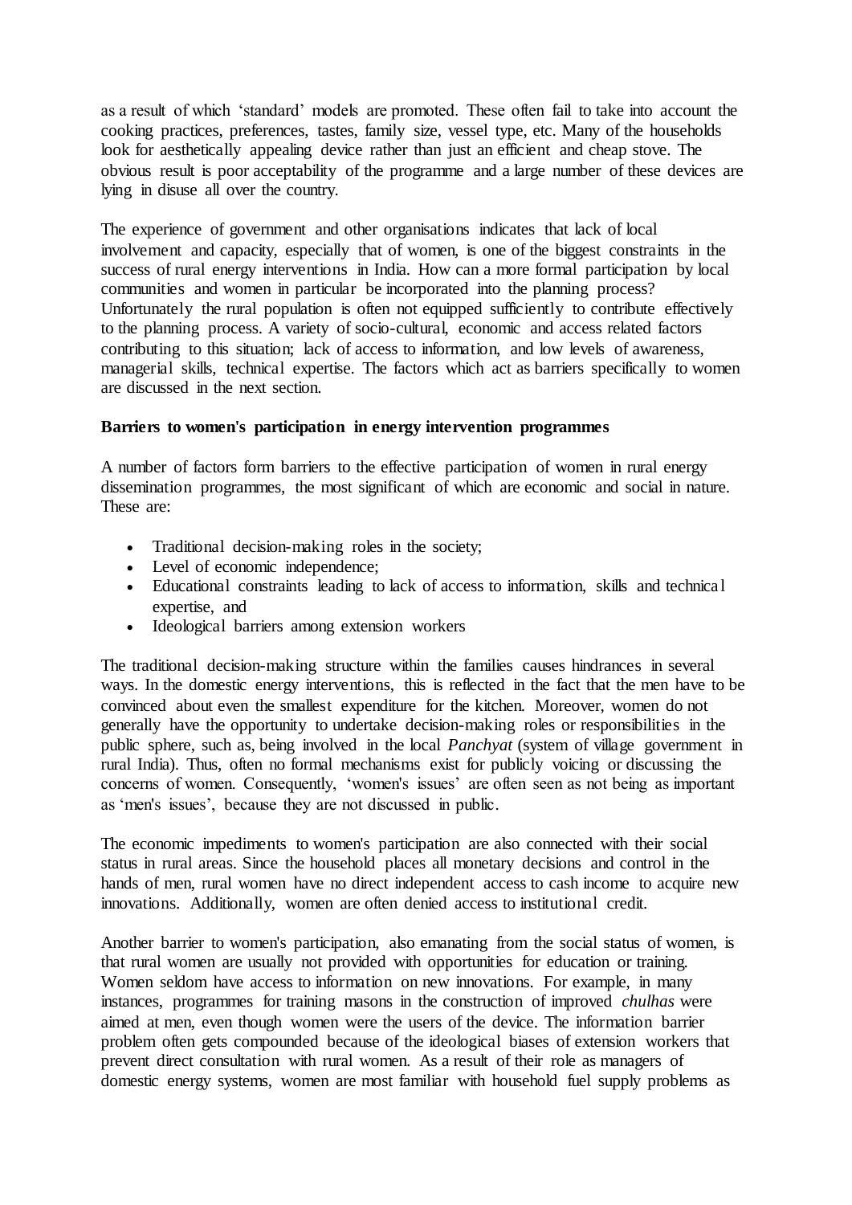as a result of which 'standard' models are promoted. These often fail to take into account the cooking practices, preferences, tastes, family size, vessel type, etc. Many of the households look for aesthetically appealing device rather than just an efficient and cheap stove. The obvious result is poor acceptability of the programme and a large number of these devices are lying in disuse all over the country.

The experience of government and other organisations indicates that lack of local involvement and capacity, especially that of women, is one of the biggest constraints in the success of rural energy interventions in India. How can a more formal participation by local communities and women in particular be incorporated into the planning process? Unfortunately the rural population is often not equipped sufficiently to contribute effectively to the planning process. A variety of socio-cultural, economic and access related factors contributing to this situation; lack of access to information, and low levels of awareness, managerial skills, technical expertise. The factors which act as barriers specifically to women are discussed in the next section.

**Barriers to women's participation in energy intervention programmes**

A number of factors form barriers to the effective participation of women in rural energy dissemination programmes, the most significant of which are economic and social in nature. These are:

- Traditional decision-making roles in the society;
- Level of economic independence;
- Educational constraints leading to lack of access to information, skills and technical expertise, and
- Ideological barriers among extension workers

The traditional decision-making structure within the families causes hindrances in several ways. In the domestic energy interventions, this is reflected in the fact that the men have to be convinced about even the smallest expenditure for the kitchen. Moreover, women do not generally have the opportunity to undertake decision-making roles or responsibilities in the public sphere, such as, being involved in the local *Panchyat* (system of village government in rural India). Thus, often no formal mechanisms exist for publicly voicing or discussing the concerns of women. Consequently, 'women's issues' are often seen as not being as important as 'men's issues', because they are not discussed in public.

The economic impediments to women's participation are also connected with their social status in rural areas. Since the household places all monetary decisions and control in the hands of men, rural women have no direct independent access to cash income to acquire new innovations. Additionally, women are often denied access to institutional credit.

Another barrier to women's participation, also emanating from the social status of women, is that rural women are usually not provided with opportunities for education or training. Women seldom have access to information on new innovations. For example, in many instances, programmes for training masons in the construction of improved *chulhas* were aimed at men, even though women were the users of the device. The information barrier problem often gets compounded because of the ideological biases of extension workers that prevent direct consultation with rural women. As a result of their role as managers of domestic energy systems, women are most familiar with household fuel supply problems as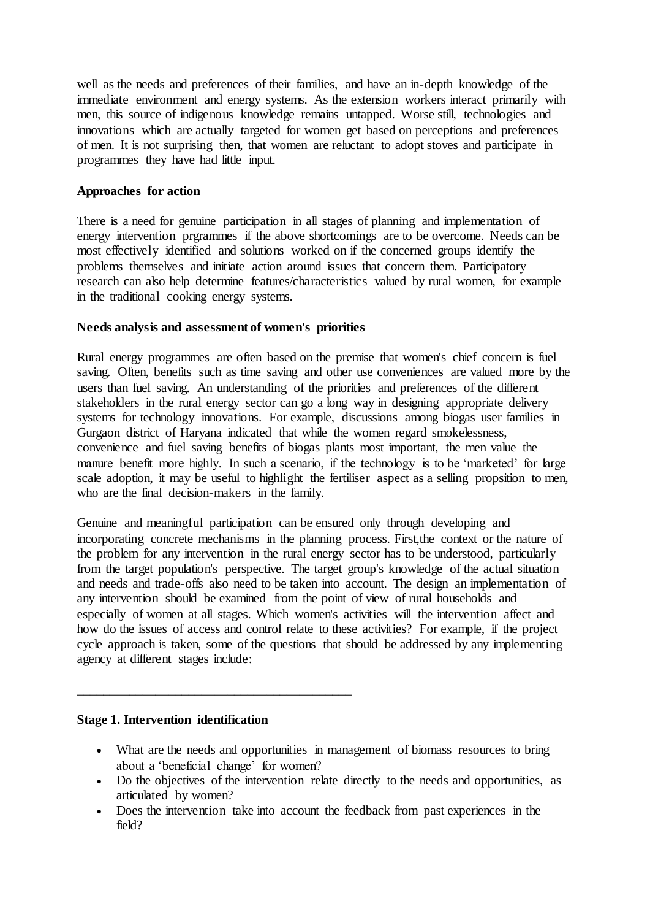well as the needs and preferences of their families, and have an in-depth knowledge of the immediate environment and energy systems. As the extension workers interact primarily with men, this source of indigenous knowledge remains untapped. Worse still, technologies and innovations which are actually targeted for women get based on perceptions and preferences of men. It is not surprising then, that women are reluctant to adopt stoves and participate in programmes they have had little input.

**Approaches for action**

There is a need for genuine participation in all stages of planning and implementation of energy intervention prgrammes if the above shortcomings are to be overcome. Needs can be most effectively identified and solutions worked on if the concerned groups identify the problems themselves and initiate action around issues that concern them. Participatory research can also help determine features/characteristics valued by rural women, for example in the traditional cooking energy systems.

**Needs analysis and assessment of women's priorities**

Rural energy programmes are often based on the premise that women's chief concern is fuel saving. Often, benefits such as time saving and other use conveniences are valued more by the users than fuel saving. An understanding of the priorities and preferences of the different stakeholders in the rural energy sector can go a long way in designing appropriate delivery systems for technology innovations. For example, discussions among biogas user families in Gurgaon district of Haryana indicated that while the women regard smokelessness, convenience and fuel saving benefits of biogas plants most important, the men value the manure benefit more highly. In such a scenario, if the technology is to be 'marketed' for large scale adoption, it may be useful to highlight the fertiliser aspect as a selling propsition to men, who are the final decision-makers in the family.

Genuine and meaningful participation can be ensured only through developing and incorporating concrete mechanisms in the planning process. First,the context or the nature of the problem for any intervention in the rural energy sector has to be understood, particularly from the target population's perspective. The target group's knowledge of the actual situation and needs and trade-offs also need to be taken into account. The design an implementation of any intervention should be examined from the point of view of rural households and especially of women at all stages. Which women's activities will the intervention affect and how do the issues of access and control relate to these activities? For example, if the project cycle approach is taken, some of the questions that should be addressed by any implementing agency at different stages include:

---

**Stage 1. Intervention identification**

- What are the needs and opportunities in management of biomass resources to bring about a 'beneficial change' for women?
- Do the objectives of the intervention relate directly to the needs and opportunities, as articulated by women?
- Does the intervention take into account the feedback from past experiences in the field?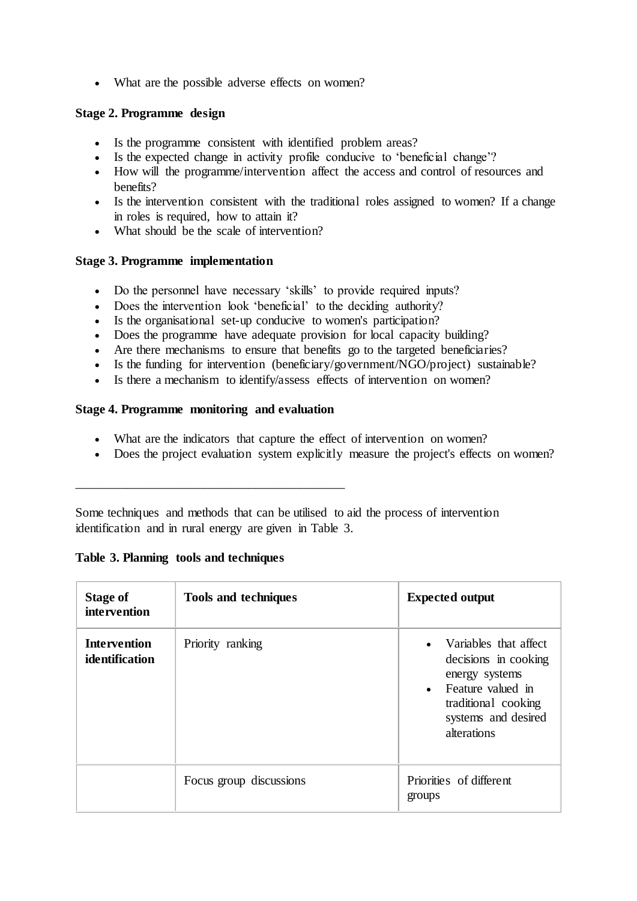- What are the possible adverse effects on women?

**Stage 2. Programme design**

- Is the programme consistent with identified problem areas?
- Is the expected change in activity profile conducive to 'beneficial change'?
- How will the programme/intervention affect the access and control of resources and benefits?
- Is the intervention consistent with the traditional roles assigned to women? If a change in roles is required, how to attain it?
- What should be the scale of intervention?

**Stage 3. Programme implementation**

- Do the personnel have necessary 'skills' to provide required inputs?
- Does the intervention look 'beneficial' to the deciding authority?
- Is the organisational set-up conducive to women's participation?
- Does the programme have adequate provision for local capacity building?
- Are there mechanisms to ensure that benefits go to the targeted beneficiaries?
- Is the funding for intervention (beneficiary/government/NGO/project) sustainable?
- Is there a mechanism to identify/assess effects of intervention on women?

**Stage 4. Programme monitoring and evaluation**

- What are the indicators that capture the effect of intervention on women?
- Does the project evaluation system explicitly measure the project's effects on women?

---

Some techniques and methods that can be utilised to aid the process of intervention identification and in rural energy are given in Table 3.

**Table 3. Planning tools and techniques**

| **Stage of intervention** | **Tools and techniques** | **Expected output** |
|---|---|---|
| **Intervention identification** | Priority ranking | • Variables that affect decisions in cooking energy systems<br>• Feature valued in traditional cooking systems and desired alterations |
| | Focus group discussions | Priorities of different groups |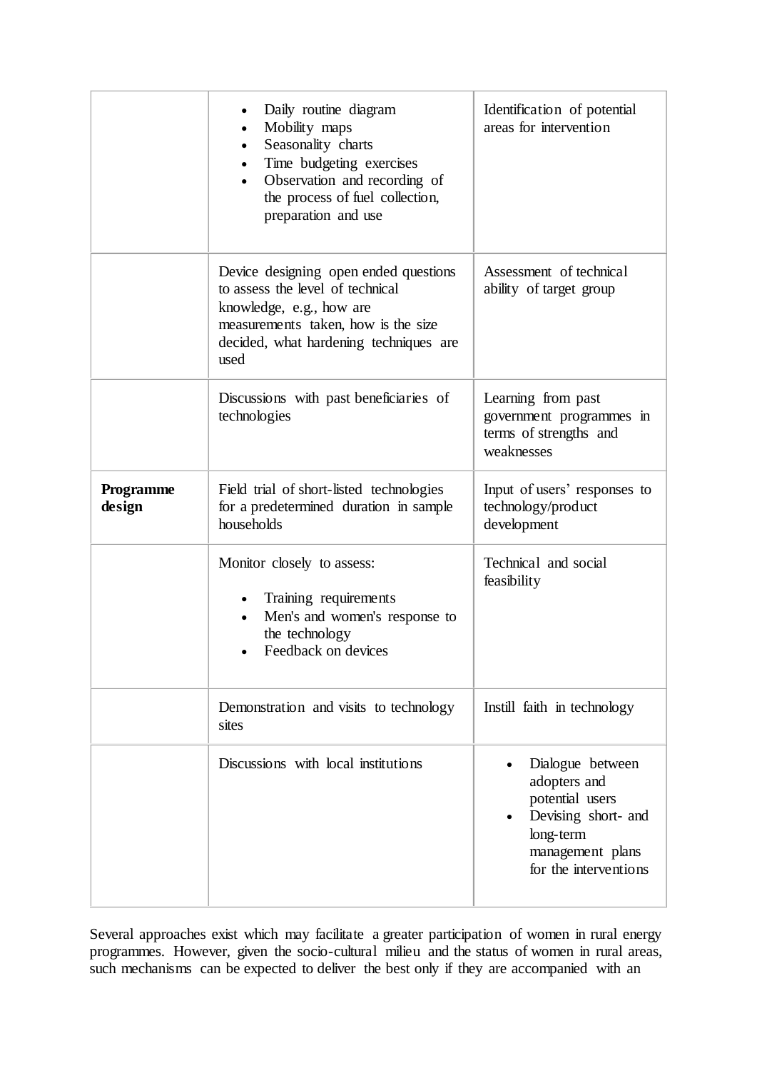| | | |
|---|---|---|
| | • Daily routine diagram<br>• Mobility maps<br>• Seasonality charts<br>• Time budgeting exercises<br>• Observation and recording of the process of fuel collection, preparation and use | Identification of potential areas for intervention |
| | Device designing open ended questions to assess the level of technical knowledge, e.g., how are measurements taken, how is the size decided, what hardening techniques are used | Assessment of technical ability of target group |
| | Discussions with past beneficiaries of technologies | Learning from past government programmes in terms of strengths and weaknesses |
| **Programme design** | Field trial of short-listed technologies for a predetermined duration in sample households | Input of users' responses to technology/product development |
| | Monitor closely to assess:<br>• Training requirements<br>• Men's and women's response to the technology<br>• Feedback on devices | Technical and social feasibility |
| | Demonstration and visits to technology sites | Instill faith in technology |
| | Discussions with local institutions | • Dialogue between adopters and potential users<br>• Devising short- and long-term management plans for the interventions |

Several approaches exist which may facilitate a greater participation of women in rural energy programmes. However, given the socio-cultural milieu and the status of women in rural areas, such mechanisms can be expected to deliver the best only if they are accompanied with an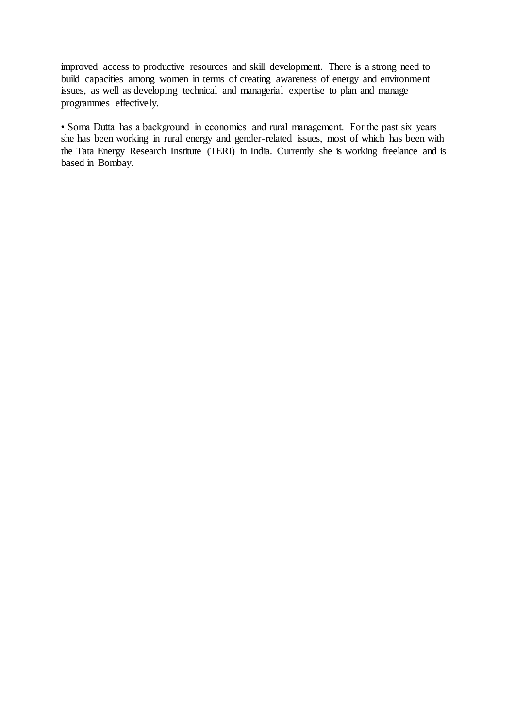improved access to productive resources and skill development. There is a strong need to build capacities among women in terms of creating awareness of energy and environment issues, as well as developing technical and managerial expertise to plan and manage programmes effectively.

• Soma Dutta has a background in economics and rural management. For the past six years she has been working in rural energy and gender-related issues, most of which has been with the Tata Energy Research Institute (TERI) in India. Currently she is working freelance and is based in Bombay.